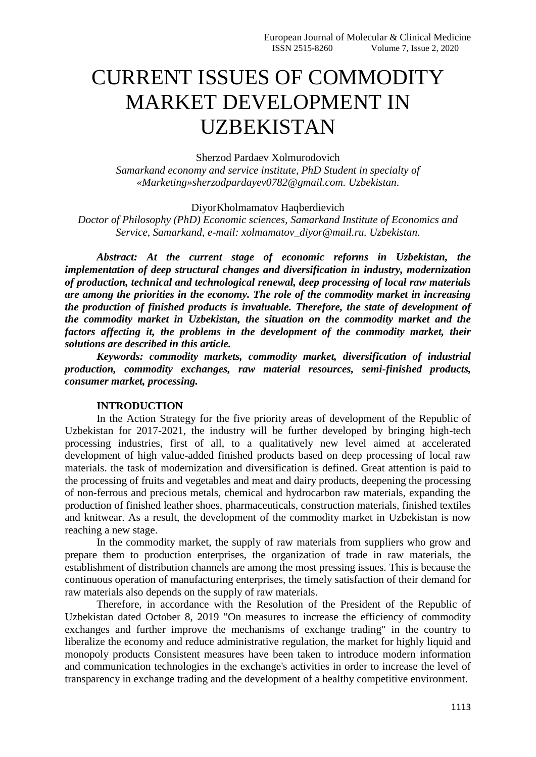# CURRENT ISSUES OF COMMODITY MARKET DEVELOPMENT IN UZBEKISTAN

Sherzod Pardaev Xolmurodovich

*Samarkand economy and service institute, PhD Student in specialty of «Marketing»sherzodpardayev0782@gmail.com. Uzbekistan.*

DiyorKholmamatov Haqberdievich

*Doctor of Philosophy (PhD) Economic sciences, Samarkand Institute of Economics and Service, Samarkand, e-mail: xolmamatov_diyor@mail.ru. Uzbekistan.*

***Abstract: At the current stage of economic reforms in Uzbekistan, the implementation of deep structural changes and diversification in industry, modernization of production, technical and technological renewal, deep processing of local raw materials are among the priorities in the economy. The role of the commodity market in increasing the production of finished products is invaluable. Therefore, the state of development of the commodity market in Uzbekistan, the situation on the commodity market and the factors affecting it, the problems in the development of the commodity market, their solutions are described in this article.***

***Keywords: commodity markets, commodity market, diversification of industrial production, commodity exchanges, raw material resources, semi-finished products, consumer market, processing.***

**INTRODUCTION**

In the Action Strategy for the five priority areas of development of the Republic of Uzbekistan for 2017-2021, the industry will be further developed by bringing high-tech processing industries, first of all, to a qualitatively new level aimed at accelerated development of high value-added finished products based on deep processing of local raw materials. the task of modernization and diversification is defined. Great attention is paid to the processing of fruits and vegetables and meat and dairy products, deepening the processing of non-ferrous and precious metals, chemical and hydrocarbon raw materials, expanding the production of finished leather shoes, pharmaceuticals, construction materials, finished textiles and knitwear. As a result, the development of the commodity market in Uzbekistan is now reaching a new stage.

In the commodity market, the supply of raw materials from suppliers who grow and prepare them to production enterprises, the organization of trade in raw materials, the establishment of distribution channels are among the most pressing issues. This is because the continuous operation of manufacturing enterprises, the timely satisfaction of their demand for raw materials also depends on the supply of raw materials.

Therefore, in accordance with the Resolution of the President of the Republic of Uzbekistan dated October 8, 2019 "On measures to increase the efficiency of commodity exchanges and further improve the mechanisms of exchange trading" in the country to liberalize the economy and reduce administrative regulation, the market for highly liquid and monopoly products Consistent measures have been taken to introduce modern information and communication technologies in the exchange's activities in order to increase the level of transparency in exchange trading and the development of a healthy competitive environment.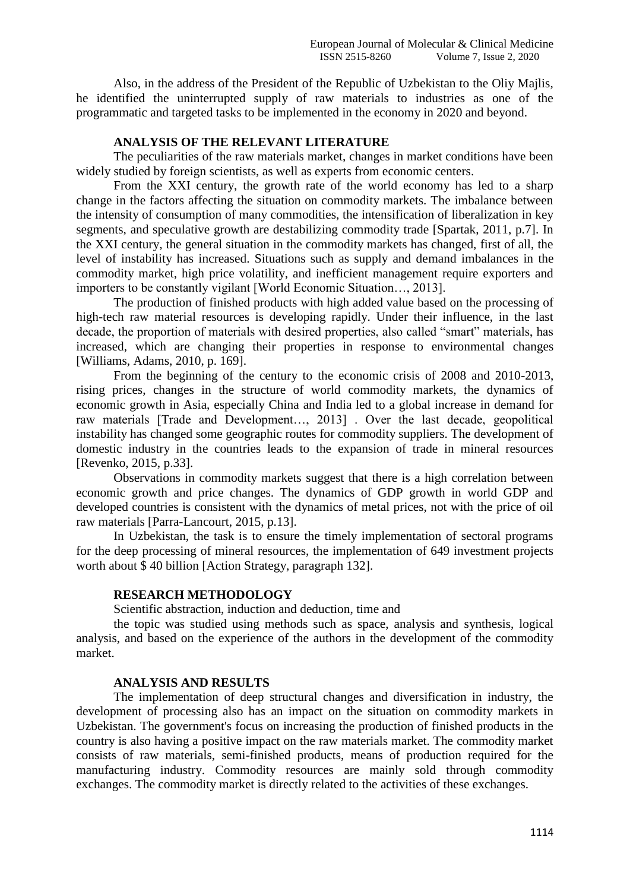Also, in the address of the President of the Republic of Uzbekistan to the Oliy Majlis, he identified the uninterrupted supply of raw materials to industries as one of the programmatic and targeted tasks to be implemented in the economy in 2020 and beyond.

## ANALYSIS OF THE RELEVANT LITERATURE

The peculiarities of the raw materials market, changes in market conditions have been widely studied by foreign scientists, as well as experts from economic centers.

From the XXI century, the growth rate of the world economy has led to a sharp change in the factors affecting the situation on commodity markets. The imbalance between the intensity of consumption of many commodities, the intensification of liberalization in key segments, and speculative growth are destabilizing commodity trade [Spartak, 2011, p.7]. In the XXI century, the general situation in the commodity markets has changed, first of all, the level of instability has increased. Situations such as supply and demand imbalances in the commodity market, high price volatility, and inefficient management require exporters and importers to be constantly vigilant [World Economic Situation…, 2013].

The production of finished products with high added value based on the processing of high-tech raw material resources is developing rapidly. Under their influence, in the last decade, the proportion of materials with desired properties, also called "smart" materials, has increased, which are changing their properties in response to environmental changes [Williams, Adams, 2010, p. 169].

From the beginning of the century to the economic crisis of 2008 and 2010-2013, rising prices, changes in the structure of world commodity markets, the dynamics of economic growth in Asia, especially China and India led to a global increase in demand for raw materials [Trade and Development…, 2013] . Over the last decade, geopolitical instability has changed some geographic routes for commodity suppliers. The development of domestic industry in the countries leads to the expansion of trade in mineral resources [Revenko, 2015, p.33].

Observations in commodity markets suggest that there is a high correlation between economic growth and price changes. The dynamics of GDP growth in world GDP and developed countries is consistent with the dynamics of metal prices, not with the price of oil raw materials [Parra-Lancourt, 2015, p.13].

In Uzbekistan, the task is to ensure the timely implementation of sectoral programs for the deep processing of mineral resources, the implementation of 649 investment projects worth about $ 40 billion [Action Strategy, paragraph 132].

## RESEARCH METHODOLOGY

Scientific abstraction, induction and deduction, time and

the topic was studied using methods such as space, analysis and synthesis, logical analysis, and based on the experience of the authors in the development of the commodity market.

## ANALYSIS AND RESULTS

The implementation of deep structural changes and diversification in industry, the development of processing also has an impact on the situation on commodity markets in Uzbekistan. The government's focus on increasing the production of finished products in the country is also having a positive impact on the raw materials market. The commodity market consists of raw materials, semi-finished products, means of production required for the manufacturing industry. Commodity resources are mainly sold through commodity exchanges. The commodity market is directly related to the activities of these exchanges.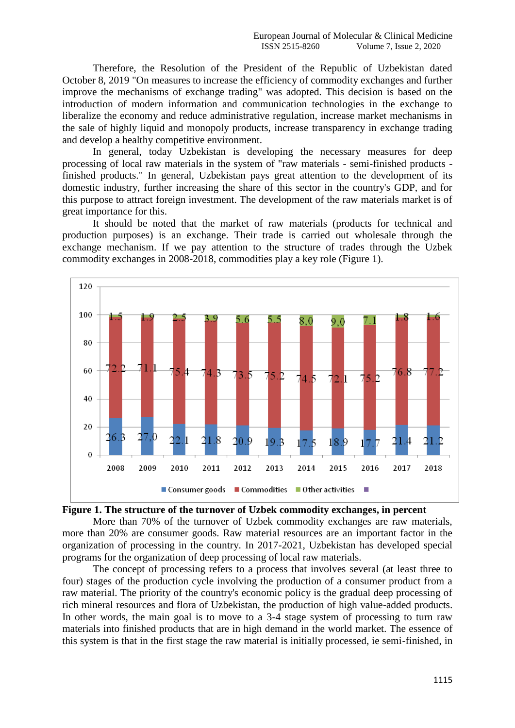Therefore, the Resolution of the President of the Republic of Uzbekistan dated October 8, 2019 "On measures to increase the efficiency of commodity exchanges and further improve the mechanisms of exchange trading" was adopted. This decision is based on the introduction of modern information and communication technologies in the exchange to liberalize the economy and reduce administrative regulation, increase market mechanisms in the sale of highly liquid and monopoly products, increase transparency in exchange trading and develop a healthy competitive environment.

In general, today Uzbekistan is developing the necessary measures for deep processing of local raw materials in the system of "raw materials - semi-finished products - finished products." In general, Uzbekistan pays great attention to the development of its domestic industry, further increasing the share of this sector in the country's GDP, and for this purpose to attract foreign investment. The development of the raw materials market is of great importance for this.

It should be noted that the market of raw materials (products for technical and production purposes) is an exchange. Their trade is carried out wholesale through the exchange mechanism. If we pay attention to the structure of trades through the Uzbek commodity exchanges in 2008-2018, commodities play a key role (Figure 1).

120
100
80
60
40
20
0

2008 2009 2010 2011 2012 2013 2014 2015 2016 2017 2018

Other activities: 1.5 1.9 2.5 3.9 5.6 5.5 8.0 9.0 7.1 1.8 1.6
Commodities: 72.2 71.1 75.4 74.3 73.5 75.2 74.5 72.1 75.2 76.8 77.2
Consumer goods: 26.3 27.0 22.1 21.8 20.9 19.3 17.5 18.9 17.7 21.4 21.2

Consumer goods   Commodities   Other activities

**Figure 1. The structure of the turnover of Uzbek commodity exchanges, in percent**

More than 70% of the turnover of Uzbek commodity exchanges are raw materials, more than 20% are consumer goods. Raw material resources are an important factor in the organization of processing in the country. In 2017-2021, Uzbekistan has developed special programs for the organization of deep processing of local raw materials.

The concept of processing refers to a process that involves several (at least three to four) stages of the production cycle involving the production of a consumer product from a raw material. The priority of the country's economic policy is the gradual deep processing of rich mineral resources and flora of Uzbekistan, the production of high value-added products. In other words, the main goal is to move to a 3-4 stage system of processing to turn raw materials into finished products that are in high demand in the world market. The essence of this system is that in the first stage the raw material is initially processed, ie semi-finished, in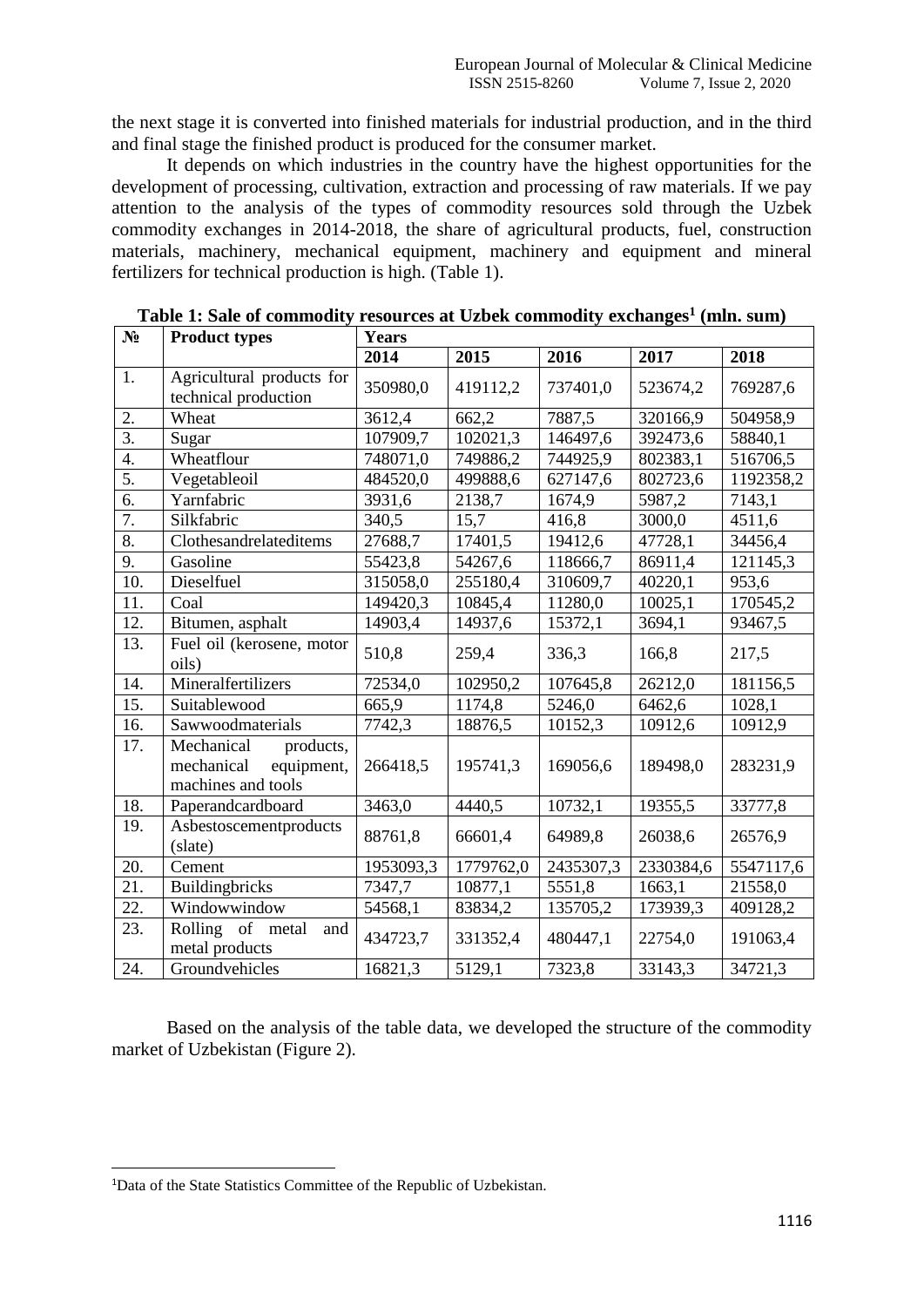the next stage it is converted into finished materials for industrial production, and in the third and final stage the finished product is produced for the consumer market.

It depends on which industries in the country have the highest opportunities for the development of processing, cultivation, extraction and processing of raw materials. If we pay attention to the analysis of the types of commodity resources sold through the Uzbek commodity exchanges in 2014-2018, the share of agricultural products, fuel, construction materials, machinery, mechanical equipment, machinery and equipment and mineral fertilizers for technical production is high. (Table 1).

**Table 1: Sale of commodity resources at Uzbek commodity exchanges[1] (mln. sum)**

| № | Product types | Years | | | | |
|---|---|---|---|---|---|---|
| | | 2014 | 2015 | 2016 | 2017 | 2018 |
| 1. | Agricultural products for technical production | 350980,0 | 419112,2 | 737401,0 | 523674,2 | 769287,6 |
| 2. | Wheat | 3612,4 | 662,2 | 7887,5 | 320166,9 | 504958,9 |
| 3. | Sugar | 107909,7 | 102021,3 | 146497,6 | 392473,6 | 58840,1 |
| 4. | Wheatflour | 748071,0 | 749886,2 | 744925,9 | 802383,1 | 516706,5 |
| 5. | Vegetableoil | 484520,0 | 499888,6 | 627147,6 | 802723,6 | 1192358,2 |
| 6. | Yarnfabric | 3931,6 | 2138,7 | 1674,9 | 5987,2 | 7143,1 |
| 7. | Silkfabric | 340,5 | 15,7 | 416,8 | 3000,0 | 4511,6 |
| 8. | Clothesandrelateditems | 27688,7 | 17401,5 | 19412,6 | 47728,1 | 34456,4 |
| 9. | Gasoline | 55423,8 | 54267,6 | 118666,7 | 86911,4 | 121145,3 |
| 10. | Dieselfuel | 315058,0 | 255180,4 | 310609,7 | 40220,1 | 953,6 |
| 11. | Coal | 149420,3 | 10845,4 | 11280,0 | 10025,1 | 170545,2 |
| 12. | Bitumen, asphalt | 14903,4 | 14937,6 | 15372,1 | 3694,1 | 93467,5 |
| 13. | Fuel oil (kerosene, motor oils) | 510,8 | 259,4 | 336,3 | 166,8 | 217,5 |
| 14. | Mineralfertilizers | 72534,0 | 102950,2 | 107645,8 | 26212,0 | 181156,5 |
| 15. | Suitablewood | 665,9 | 1174,8 | 5246,0 | 6462,6 | 1028,1 |
| 16. | Sawwoodmaterials | 7742,3 | 18876,5 | 10152,3 | 10912,6 | 10912,9 |
| 17. | Mechanical products, mechanical equipment, machines and tools | 266418,5 | 195741,3 | 169056,6 | 189498,0 | 283231,9 |
| 18. | Paperandcardboard | 3463,0 | 4440,5 | 10732,1 | 19355,5 | 33777,8 |
| 19. | Asbestoscementproducts (slate) | 88761,8 | 66601,4 | 64989,8 | 26038,6 | 26576,9 |
| 20. | Cement | 1953093,3 | 1779762,0 | 2435307,3 | 2330384,6 | 5547117,6 |
| 21. | Buildingbricks | 7347,7 | 10877,1 | 5551,8 | 1663,1 | 21558,0 |
| 22. | Windowwindow | 54568,1 | 83834,2 | 135705,2 | 173939,3 | 409128,2 |
| 23. | Rolling of metal and metal products | 434723,7 | 331352,4 | 480447,1 | 22754,0 | 191063,4 |
| 24. | Groundvehicles | 16821,3 | 5129,1 | 7323,8 | 33143,3 | 34721,3 |

Based on the analysis of the table data, we developed the structure of the commodity market of Uzbekistan (Figure 2).

[1]Data of the State Statistics Committee of the Republic of Uzbekistan.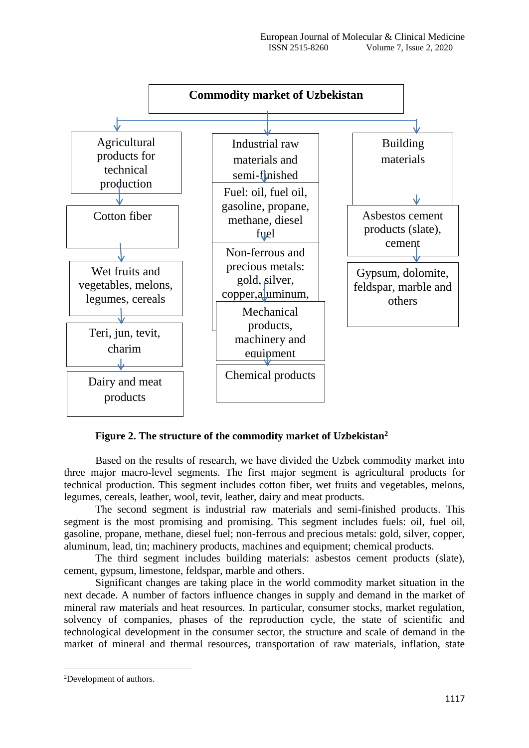Commodity market of Uzbekistan

- Agricultural products for technical production
  - Cotton fiber
  - Wet fruits and vegetables, melons, legumes, cereals
  - Teri, jun, tevit, charim
  - Dairy and meat products
- Industrial raw materials and semi-finished
  - Fuel: oil, fuel oil, gasoline, propane, methane, diesel fuel
  - Non-ferrous and precious metals: gold, silver, copper,aluminum,
  - Mechanical products, machinery and equipment
  - Chemical products
- Building materials
  - Asbestos cement products (slate), cement
  - Gypsum, dolomite, feldspar, marble and others

**Figure 2. The structure of the commodity market of Uzbekistan[2]**

Based on the results of research, we have divided the Uzbek commodity market into three major macro-level segments. The first major segment is agricultural products for technical production. This segment includes cotton fiber, wet fruits and vegetables, melons, legumes, cereals, leather, wool, tevit, leather, dairy and meat products.

The second segment is industrial raw materials and semi-finished products. This segment is the most promising and promising. This segment includes fuels: oil, fuel oil, gasoline, propane, methane, diesel fuel; non-ferrous and precious metals: gold, silver, copper, aluminum, lead, tin; machinery products, machines and equipment; chemical products.

The third segment includes building materials: asbestos cement products (slate), cement, gypsum, limestone, feldspar, marble and others.

Significant changes are taking place in the world commodity market situation in the next decade. A number of factors influence changes in supply and demand in the market of mineral raw materials and heat resources. In particular, consumer stocks, market regulation, solvency of companies, phases of the reproduction cycle, the state of scientific and technological development in the consumer sector, the structure and scale of demand in the market of mineral and thermal resources, transportation of raw materials, inflation, state

[2]Development of authors.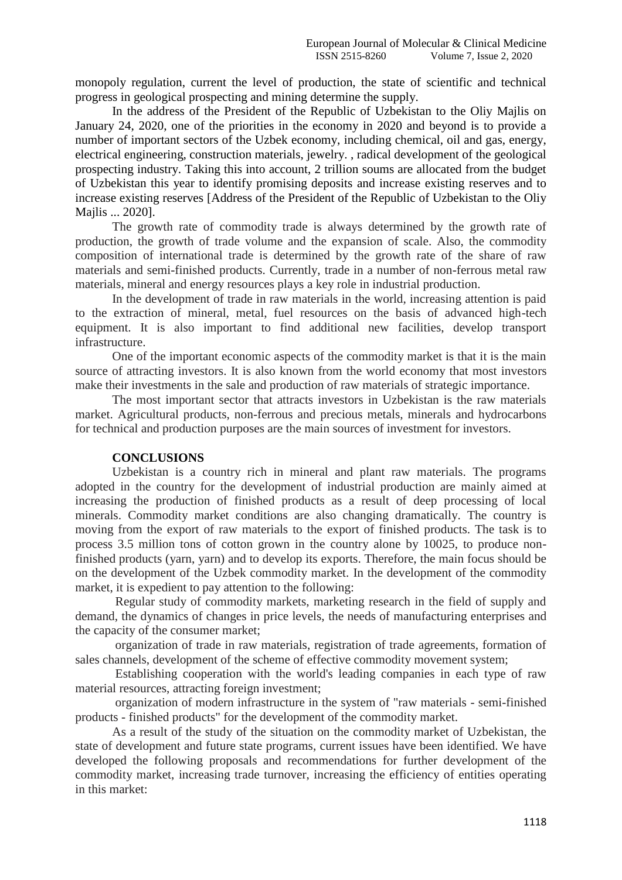monopoly regulation, current the level of production, the state of scientific and technical progress in geological prospecting and mining determine the supply.

In the address of the President of the Republic of Uzbekistan to the Oliy Majlis on January 24, 2020, one of the priorities in the economy in 2020 and beyond is to provide a number of important sectors of the Uzbek economy, including chemical, oil and gas, energy, electrical engineering, construction materials, jewelry. , radical development of the geological prospecting industry. Taking this into account, 2 trillion soums are allocated from the budget of Uzbekistan this year to identify promising deposits and increase existing reserves and to increase existing reserves [Address of the President of the Republic of Uzbekistan to the Oliy Majlis ... 2020].

The growth rate of commodity trade is always determined by the growth rate of production, the growth of trade volume and the expansion of scale. Also, the commodity composition of international trade is determined by the growth rate of the share of raw materials and semi-finished products. Currently, trade in a number of non-ferrous metal raw materials, mineral and energy resources plays a key role in industrial production.

In the development of trade in raw materials in the world, increasing attention is paid to the extraction of mineral, metal, fuel resources on the basis of advanced high-tech equipment. It is also important to find additional new facilities, develop transport infrastructure.

One of the important economic aspects of the commodity market is that it is the main source of attracting investors. It is also known from the world economy that most investors make their investments in the sale and production of raw materials of strategic importance.

The most important sector that attracts investors in Uzbekistan is the raw materials market. Agricultural products, non-ferrous and precious metals, minerals and hydrocarbons for technical and production purposes are the main sources of investment for investors.

## CONCLUSIONS

Uzbekistan is a country rich in mineral and plant raw materials. The programs adopted in the country for the development of industrial production are mainly aimed at increasing the production of finished products as a result of deep processing of local minerals. Commodity market conditions are also changing dramatically. The country is moving from the export of raw materials to the export of finished products. The task is to process 3.5 million tons of cotton grown in the country alone by 10025, to produce non-finished products (yarn, yarn) and to develop its exports. Therefore, the main focus should be on the development of the Uzbek commodity market. In the development of the commodity market, it is expedient to pay attention to the following:

Regular study of commodity markets, marketing research in the field of supply and demand, the dynamics of changes in price levels, the needs of manufacturing enterprises and the capacity of the consumer market;

organization of trade in raw materials, registration of trade agreements, formation of sales channels, development of the scheme of effective commodity movement system;

Establishing cooperation with the world's leading companies in each type of raw material resources, attracting foreign investment;

organization of modern infrastructure in the system of "raw materials - semi-finished products - finished products" for the development of the commodity market.

As a result of the study of the situation on the commodity market of Uzbekistan, the state of development and future state programs, current issues have been identified. We have developed the following proposals and recommendations for further development of the commodity market, increasing trade turnover, increasing the efficiency of entities operating in this market: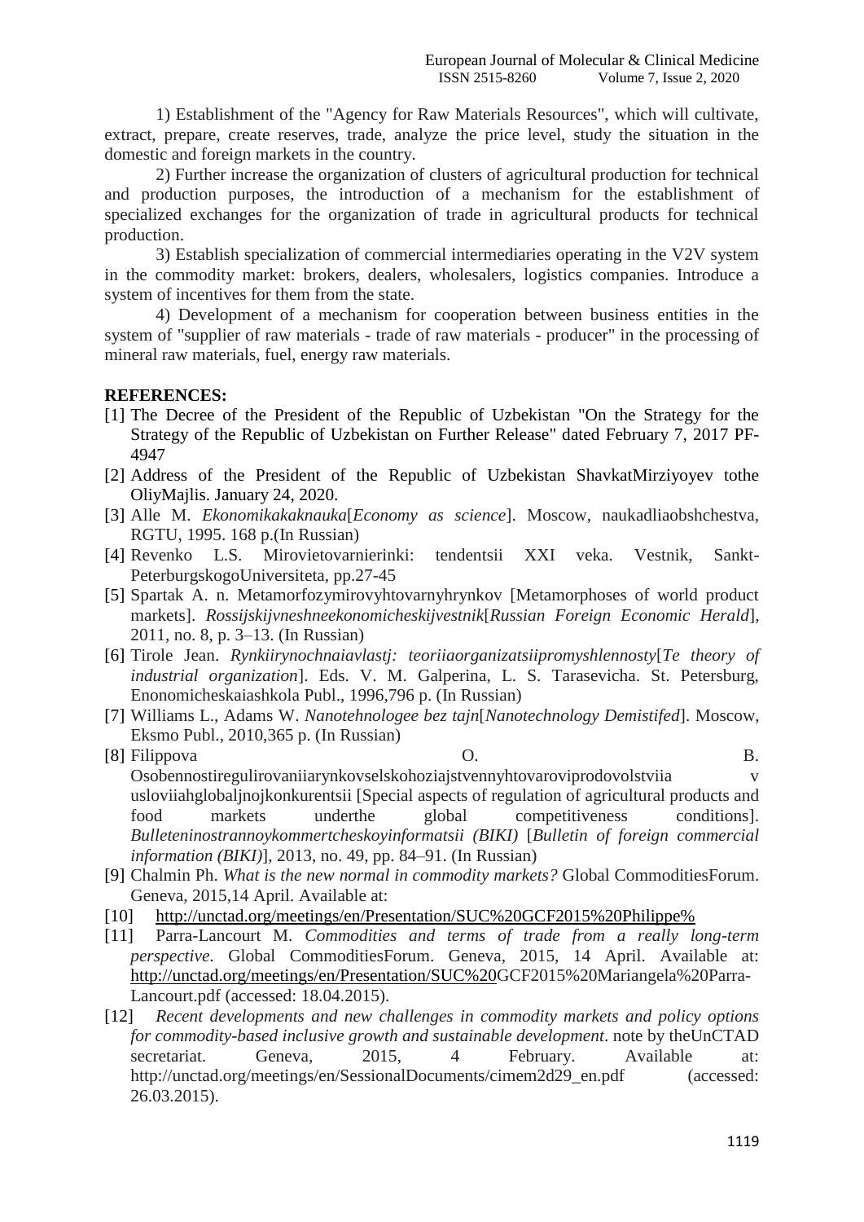1) Establishment of the "Agency for Raw Materials Resources", which will cultivate, extract, prepare, create reserves, trade, analyze the price level, study the situation in the domestic and foreign markets in the country.

2) Further increase the organization of clusters of agricultural production for technical and production purposes, the introduction of a mechanism for the establishment of specialized exchanges for the organization of trade in agricultural products for technical production.

3) Establish specialization of commercial intermediaries operating in the V2V system in the commodity market: brokers, dealers, wholesalers, logistics companies. Introduce a system of incentives for them from the state.

4) Development of a mechanism for cooperation between business entities in the system of "supplier of raw materials - trade of raw materials - producer" in the processing of mineral raw materials, fuel, energy raw materials.

**REFERENCES:**

[1] The Decree of the President of the Republic of Uzbekistan "On the Strategy for the Strategy of the Republic of Uzbekistan on Further Release" dated February 7, 2017 PF-4947

[2] Address of the President of the Republic of Uzbekistan ShavkatMirziyoyev tothe OliyMajlis. January 24, 2020.

[3] Alle M. *Ekonomikakaknauka*[*Economy as science*]. Moscow, naukadliaobshchestva, RGTU, 1995. 168 p.(In Russian)

[4] Revenko L.S. Mirovietovarnierinki: tendentsii XXI veka. Vestnik, Sankt-PeterburgskogoUniversiteta, pp.27-45

[5] Spartak A. n. Metamorfozymirovyhtovarnyhrynkov [Metamorphoses of world product markets]. *Rossijskijvneshneekonomicheskijvestnik*[*Russian Foreign Economic Herald*], 2011, no. 8, p. 3–13. (In Russian)

[6] Tirole Jean. *Rynkiirynochnaiavlastj: teoriiaorganizatsiipromyshlennosty*[*Te theory of industrial organization*]. Eds. V. M. Galperina, L. S. Tarasevicha. St. Petersburg, Enonomicheskaiashkola Publ., 1996,796 p. (In Russian)

[7] Williams L., Adams W. *Nanotehnologee bez tajn*[*Nanotechnology Demistifed*]. Moscow, Eksmo Publ., 2010,365 p. (In Russian)

[8] Filippova O. B. Osobennostiregulirovaniiarynkovselskohoziajstvennyhtovaroviprodovolstviia v usloviiahglobaljnojkonkurentsii [Special aspects of regulation of agricultural products and food markets underthe global competitiveness conditions]. *Bulleteninostrannoykommertcheskoyinformatsii (BIKI)* [*Bulletin of foreign commercial information (BIKI)*], 2013, no. 49, pp. 84–91. (In Russian)

[9] Chalmin Ph. *What is the new normal in commodity markets?* Global CommoditiesForum. Geneva, 2015,14 April. Available at:

[10] http://unctad.org/meetings/en/Presentation/SUC%20GCF2015%20Philippe%

[11] Parra-Lancourt M. *Commodities and terms of trade from a really long-term perspective*. Global CommoditiesForum. Geneva, 2015, 14 April. Available at: http://unctad.org/meetings/en/Presentation/SUC%20GCF2015%20Mariangela%20Parra-Lancourt.pdf (accessed: 18.04.2015).

[12] *Recent developments and new challenges in commodity markets and policy options for commodity-based inclusive growth and sustainable development*. note by theUnCTAD secretariat. Geneva, 2015, 4 February. Available at: http://unctad.org/meetings/en/SessionalDocuments/cimem2d29_en.pdf (accessed: 26.03.2015).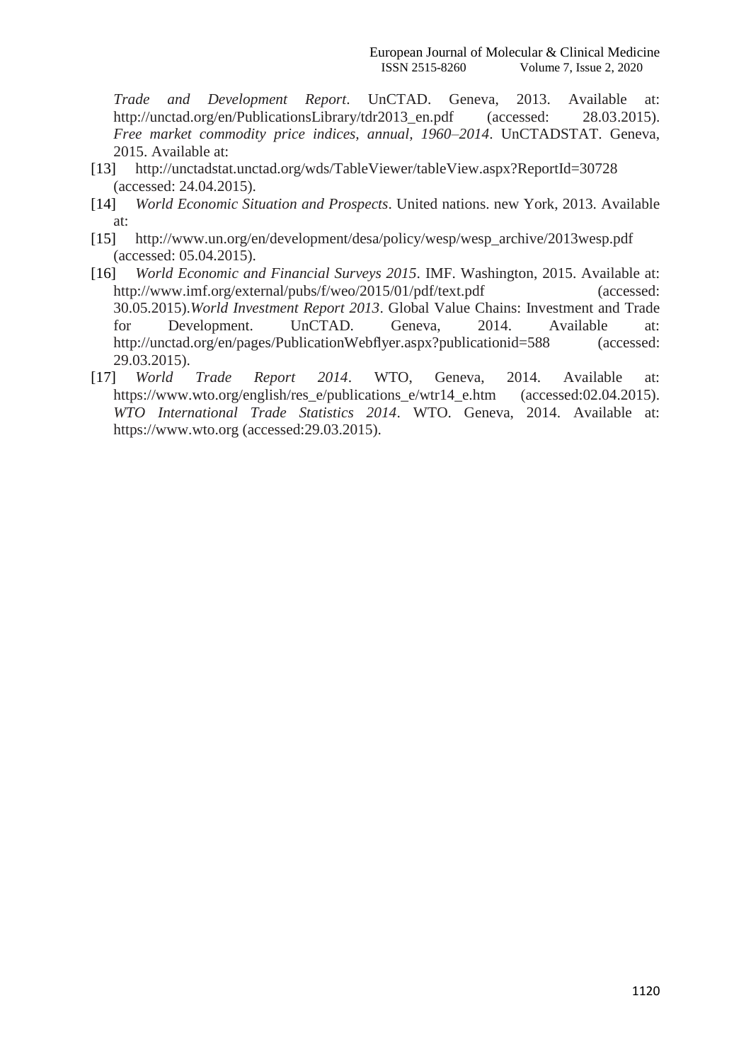*Trade and Development Report*. UnCTAD. Geneva, 2013. Available at: http://unctad.org/en/PublicationsLibrary/tdr2013_en.pdf (accessed: 28.03.2015). *Free market commodity price indices, annual, 1960–2014*. UnCTADSTAT. Geneva, 2015. Available at:

[13] http://unctadstat.unctad.org/wds/TableViewer/tableView.aspx?ReportId=30728 (accessed: 24.04.2015).

[14] *World Economic Situation and Prospects*. United nations. new York, 2013. Available at:

[15] http://www.un.org/en/development/desa/policy/wesp/wesp_archive/2013wesp.pdf (accessed: 05.04.2015).

[16] *World Economic and Financial Surveys 2015*. IMF. Washington, 2015. Available at: http://www.imf.org/external/pubs/f/weo/2015/01/pdf/text.pdf (accessed: 30.05.2015).*World Investment Report 2013*. Global Value Chains: Investment and Trade for Development. UnCTAD. Geneva, 2014. Available at: http://unctad.org/en/pages/PublicationWebflyer.aspx?publicationid=588 (accessed: 29.03.2015).

[17] *World Trade Report 2014*. WTO, Geneva, 2014. Available at: https://www.wto.org/english/res_e/publications_e/wtr14_e.htm (accessed:02.04.2015). *WTO International Trade Statistics 2014*. WTO. Geneva, 2014. Available at: https://www.wto.org (accessed:29.03.2015).